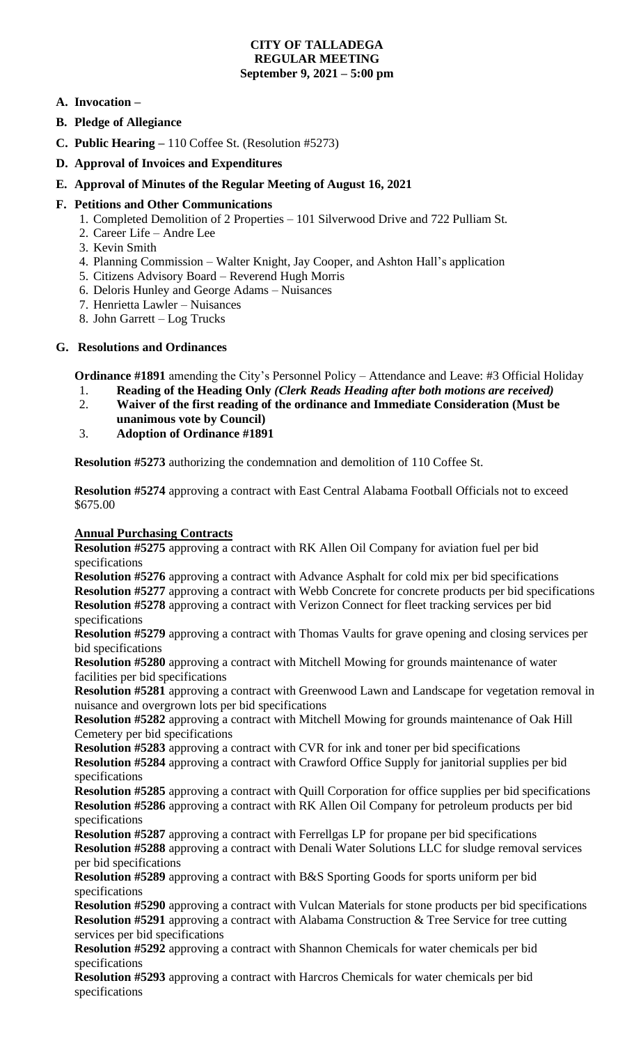# CITY OF TALLADEGA
## REGULAR MEETING
### September 9, 2021 – 5:00 pm

**A. Invocation –**

**B. Pledge of Allegiance**

**C. Public Hearing –** 110 Coffee St. (Resolution #5273)

**D. Approval of Invoices and Expenditures**

**E. Approval of Minutes of the Regular Meeting of August 16, 2021**

**F. Petitions and Other Communications**

1. Completed Demolition of 2 Properties – 101 Silverwood Drive and 722 Pulliam St.
2. Career Life – Andre Lee
3. Kevin Smith
4. Planning Commission – Walter Knight, Jay Cooper, and Ashton Hall's application
5. Citizens Advisory Board – Reverend Hugh Morris
6. Deloris Hunley and George Adams – Nuisances
7. Henrietta Lawler – Nuisances
8. John Garrett – Log Trucks

**G. Resolutions and Ordinances**

**Ordinance #1891** amending the City's Personnel Policy – Attendance and Leave: #3 Official Holiday

1. **Reading of the Heading Only** ***(Clerk Reads Heading after both motions are received)***
2. **Waiver of the first reading of the ordinance and Immediate Consideration (Must be unanimous vote by Council)**
3. **Adoption of Ordinance #1891**

**Resolution #5273** authorizing the condemnation and demolition of 110 Coffee St.

**Resolution #5274** approving a contract with East Central Alabama Football Officials not to exceed $675.00

**Annual Purchasing Contracts**

**Resolution #5275** approving a contract with RK Allen Oil Company for aviation fuel per bid specifications

**Resolution #5276** approving a contract with Advance Asphalt for cold mix per bid specifications

**Resolution #5277** approving a contract with Webb Concrete for concrete products per bid specifications

**Resolution #5278** approving a contract with Verizon Connect for fleet tracking services per bid specifications

**Resolution #5279** approving a contract with Thomas Vaults for grave opening and closing services per bid specifications

**Resolution #5280** approving a contract with Mitchell Mowing for grounds maintenance of water facilities per bid specifications

**Resolution #5281** approving a contract with Greenwood Lawn and Landscape for vegetation removal in nuisance and overgrown lots per bid specifications

**Resolution #5282** approving a contract with Mitchell Mowing for grounds maintenance of Oak Hill Cemetery per bid specifications

**Resolution #5283** approving a contract with CVR for ink and toner per bid specifications

**Resolution #5284** approving a contract with Crawford Office Supply for janitorial supplies per bid specifications

**Resolution #5285** approving a contract with Quill Corporation for office supplies per bid specifications

**Resolution #5286** approving a contract with RK Allen Oil Company for petroleum products per bid specifications

**Resolution #5287** approving a contract with Ferrellgas LP for propane per bid specifications

**Resolution #5288** approving a contract with Denali Water Solutions LLC for sludge removal services per bid specifications

**Resolution #5289** approving a contract with B&S Sporting Goods for sports uniform per bid specifications

**Resolution #5290** approving a contract with Vulcan Materials for stone products per bid specifications

**Resolution #5291** approving a contract with Alabama Construction & Tree Service for tree cutting services per bid specifications

**Resolution #5292** approving a contract with Shannon Chemicals for water chemicals per bid specifications

**Resolution #5293** approving a contract with Harcros Chemicals for water chemicals per bid specifications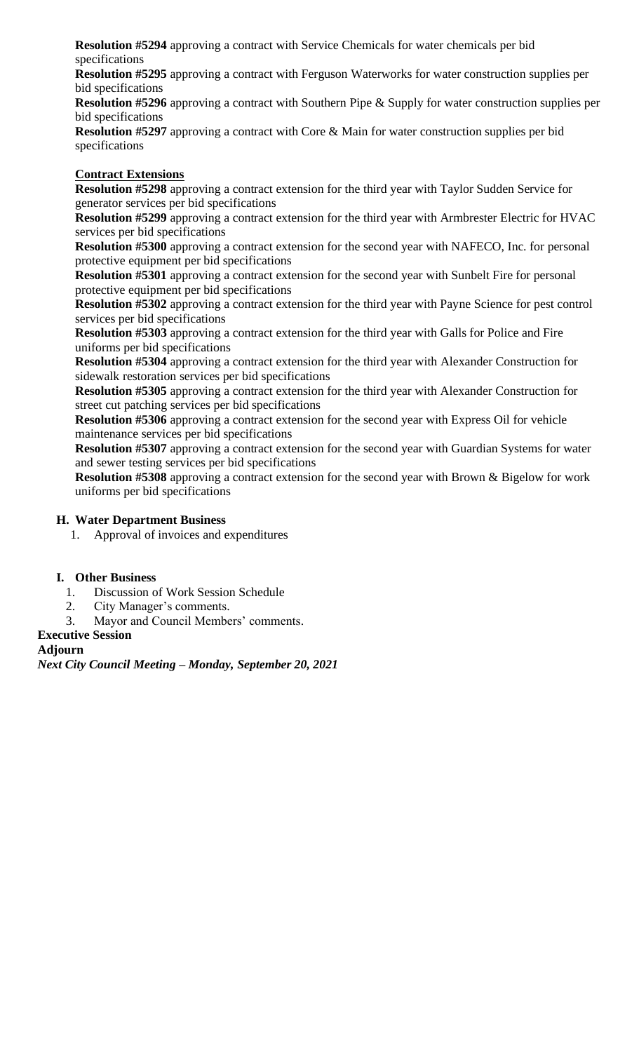**Resolution #5294** approving a contract with Service Chemicals for water chemicals per bid specifications

**Resolution #5295** approving a contract with Ferguson Waterworks for water construction supplies per bid specifications

**Resolution #5296** approving a contract with Southern Pipe & Supply for water construction supplies per bid specifications

**Resolution #5297** approving a contract with Core & Main for water construction supplies per bid specifications

**Contract Extensions**

**Resolution #5298** approving a contract extension for the third year with Taylor Sudden Service for generator services per bid specifications

**Resolution #5299** approving a contract extension for the third year with Armbrester Electric for HVAC services per bid specifications

**Resolution #5300** approving a contract extension for the second year with NAFECO, Inc. for personal protective equipment per bid specifications

**Resolution #5301** approving a contract extension for the second year with Sunbelt Fire for personal protective equipment per bid specifications

**Resolution #5302** approving a contract extension for the third year with Payne Science for pest control services per bid specifications

**Resolution #5303** approving a contract extension for the third year with Galls for Police and Fire uniforms per bid specifications

**Resolution #5304** approving a contract extension for the third year with Alexander Construction for sidewalk restoration services per bid specifications

**Resolution #5305** approving a contract extension for the third year with Alexander Construction for street cut patching services per bid specifications

**Resolution #5306** approving a contract extension for the second year with Express Oil for vehicle maintenance services per bid specifications

**Resolution #5307** approving a contract extension for the second year with Guardian Systems for water and sewer testing services per bid specifications

**Resolution #5308** approving a contract extension for the second year with Brown & Bigelow for work uniforms per bid specifications

**H. Water Department Business**

1. Approval of invoices and expenditures

**I. Other Business**

1. Discussion of Work Session Schedule
2. City Manager's comments.
3. Mayor and Council Members' comments.

**Executive Session**

**Adjourn**

***Next City Council Meeting – Monday, September 20, 2021***